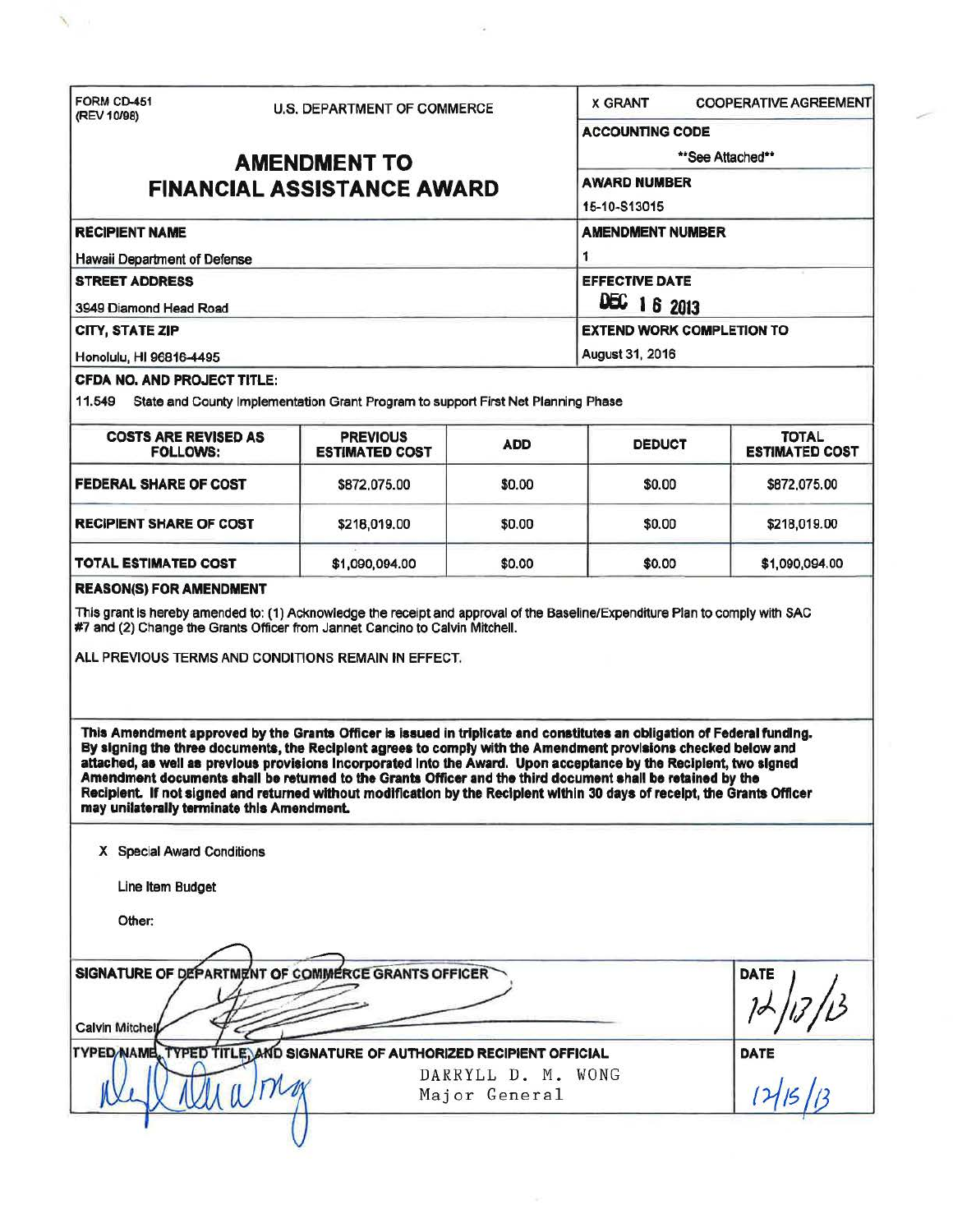FORM CD-451
(REV 10/98)

U.S. DEPARTMENT OF COMMERCE

# AMENDMENT TO FINANCIAL ASSISTANCE AWARD

| | |
|---|---|
| X GRANT | COOPERATIVE AGREEMENT |
| **ACCOUNTING CODE** | **See Attached** |
| **AWARD NUMBER** | 15-10-S13015 |
| **AMENDMENT NUMBER** | 1 |
| **EFFECTIVE DATE** | DEC 16 2013 |
| **EXTEND WORK COMPLETION TO** | August 31, 2016 |

**RECIPIENT NAME**
Hawaii Department of Defense

**STREET ADDRESS**
3949 Diamond Head Road

**CITY, STATE ZIP**
Honolulu, HI 96816-4495

**CFDA NO. AND PROJECT TITLE:**
11.549 State and County Implementation Grant Program to support First Net Planning Phase

| COSTS ARE REVISED AS FOLLOWS: | PREVIOUS ESTIMATED COST | ADD | DEDUCT | TOTAL ESTIMATED COST |
|---|---|---|---|---|
| **FEDERAL SHARE OF COST** | $872,075.00 | $0.00 | $0.00 | $872,075.00 |
| **RECIPIENT SHARE OF COST** | $218,019.00 | $0.00 | $0.00 | $218,019.00 |
| **TOTAL ESTIMATED COST** | $1,090,094.00 | $0.00 | $0.00 | $1,090,094.00 |

**REASON(S) FOR AMENDMENT**

This grant is hereby amended to: (1) Acknowledge the receipt and approval of the Baseline/Expenditure Plan to comply with SAC #7 and (2) Change the Grants Officer from Jannet Cancino to Calvin Mitchell.

ALL PREVIOUS TERMS AND CONDITIONS REMAIN IN EFFECT.

**This Amendment approved by the Grants Officer is issued in triplicate and constitutes an obligation of Federal funding. By signing the three documents, the Recipient agrees to comply with the Amendment provisions checked below and attached, as well as previous provisions incorporated into the Award. Upon acceptance by the Recipient, two signed Amendment documents shall be returned to the Grants Officer and the third document shall be retained by the Recipient. If not signed and returned without modification by the Recipient within 30 days of receipt, the Grants Officer may unilaterally terminate this Amendment.**

X Special Award Conditions

Line Item Budget

Other:

**SIGNATURE OF DEPARTMENT OF COMMERCE GRANTS OFFICER**
Calvin Mitchell

**DATE**
12/13/13

**TYPED NAME, TYPED TITLE, AND SIGNATURE OF AUTHORIZED RECIPIENT OFFICIAL**
DARRYLL D. M. WONG
Major General

**DATE**
12/15/13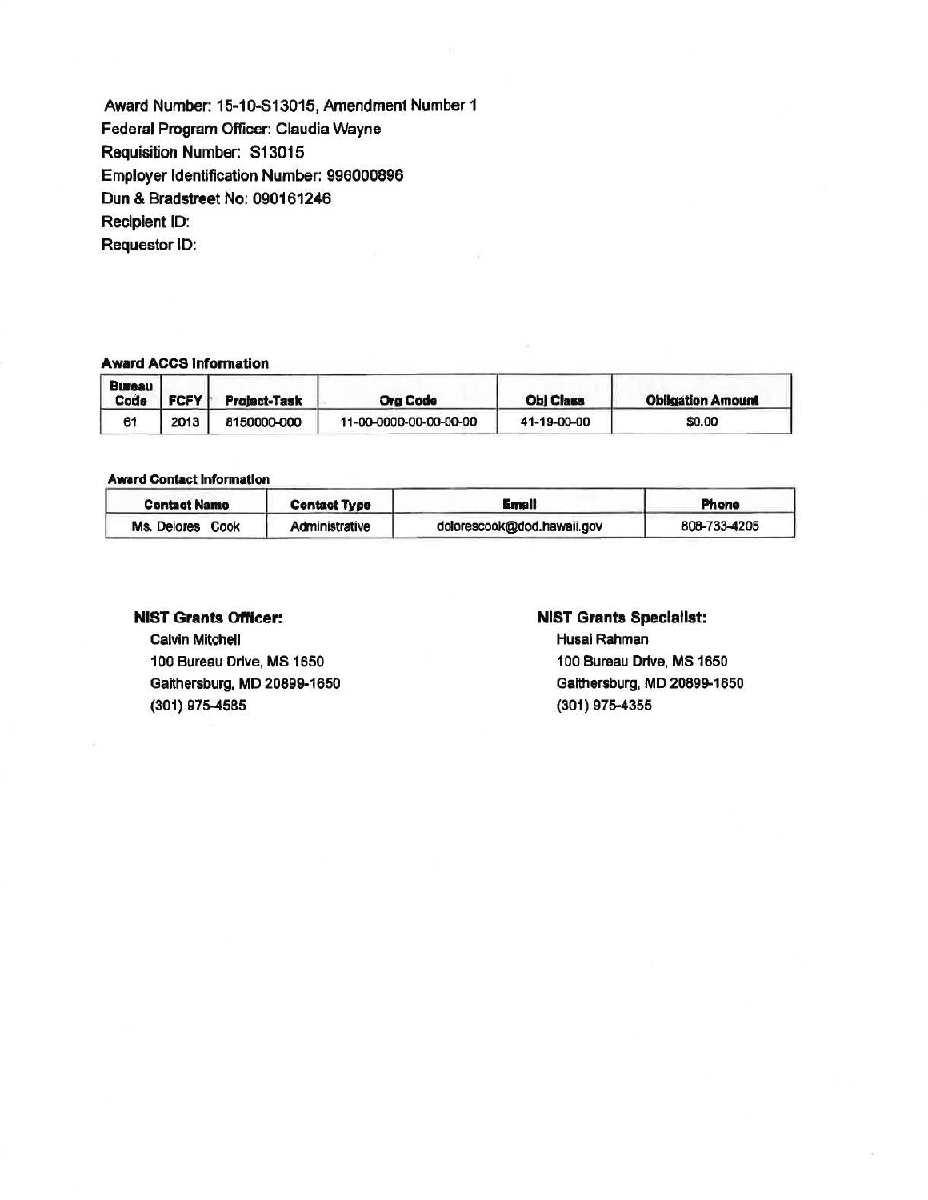Award Number: 15-10-S13015, Amendment Number 1
Federal Program Officer: Claudia Wayne
Requisition Number: S13015
Employer Identification Number: 996000896
Dun & Bradstreet No: 090161246
Recipient ID:
Requestor ID:

**Award ACCS Information**

| Bureau Code | FCFY | Project-Task | Org Code | Obj Class | Obligation Amount |
| --- | --- | --- | --- | --- | --- |
| 61 | 2013 | 8150000-000 | 11-00-0000-00-00-00-00 | 41-19-00-00 | $0.00 |

**Award Contact Information**

| Contact Name | Contact Type | Email | Phone |
| --- | --- | --- | --- |
| Ms. Delores Cook | Administrative | dolorescook@dod.hawaii.gov | 808-733-4205 |

**NIST Grants Officer:**
Calvin Mitchell
100 Bureau Drive, MS 1650
Gaithersburg, MD 20899-1650
(301) 975-4585

**NIST Grants Specialist:**
Husai Rahman
100 Bureau Drive, MS 1650
Gaithersburg, MD 20899-1650
(301) 975-4355